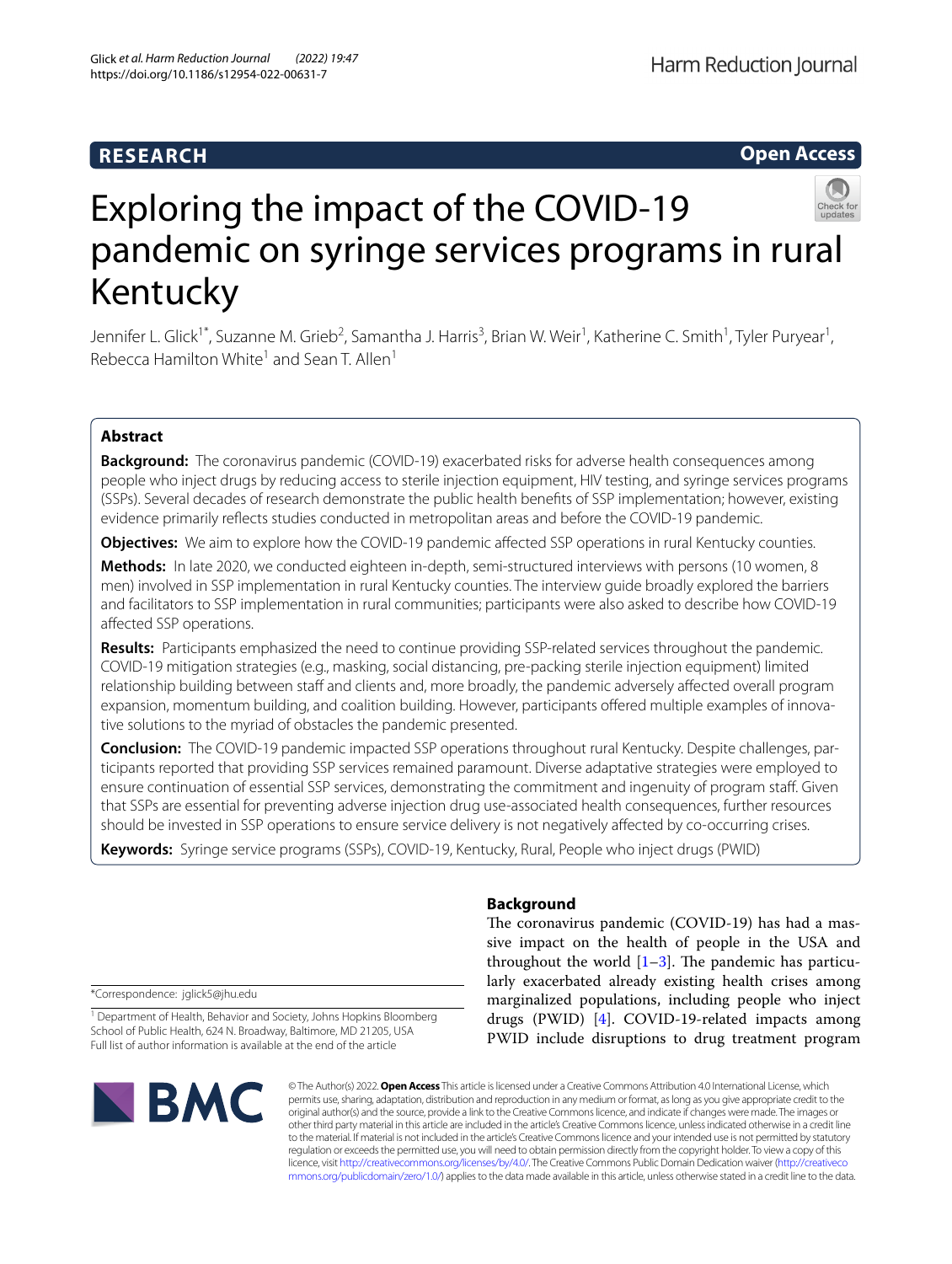RESEARCH

Open Access

# Exploring the impact of the COVID-19 pandemic on syringe services programs in rural Kentucky

Jennifer L. Glick[1*], Suzanne M. Grieb[2], Samantha J. Harris[3], Brian W. Weir[1], Katherine C. Smith[1], Tyler Puryear[1], Rebecca Hamilton White[1] and Sean T. Allen[1]

## Abstract

**Background:** The coronavirus pandemic (COVID-19) exacerbated risks for adverse health consequences among people who inject drugs by reducing access to sterile injection equipment, HIV testing, and syringe services programs (SSPs). Several decades of research demonstrate the public health benefits of SSP implementation; however, existing evidence primarily reflects studies conducted in metropolitan areas and before the COVID-19 pandemic.

**Objectives:** We aim to explore how the COVID-19 pandemic affected SSP operations in rural Kentucky counties.

**Methods:** In late 2020, we conducted eighteen in-depth, semi-structured interviews with persons (10 women, 8 men) involved in SSP implementation in rural Kentucky counties. The interview guide broadly explored the barriers and facilitators to SSP implementation in rural communities; participants were also asked to describe how COVID-19 affected SSP operations.

**Results:** Participants emphasized the need to continue providing SSP-related services throughout the pandemic. COVID-19 mitigation strategies (e.g., masking, social distancing, pre-packing sterile injection equipment) limited relationship building between staff and clients and, more broadly, the pandemic adversely affected overall program expansion, momentum building, and coalition building. However, participants offered multiple examples of innovative solutions to the myriad of obstacles the pandemic presented.

**Conclusion:** The COVID-19 pandemic impacted SSP operations throughout rural Kentucky. Despite challenges, participants reported that providing SSP services remained paramount. Diverse adaptative strategies were employed to ensure continuation of essential SSP services, demonstrating the commitment and ingenuity of program staff. Given that SSPs are essential for preventing adverse injection drug use-associated health consequences, further resources should be invested in SSP operations to ensure service delivery is not negatively affected by co-occurring crises.

**Keywords:** Syringe service programs (SSPs), COVID-19, Kentucky, Rural, People who inject drugs (PWID)

*Correspondence: jglick5@jhu.edu

[1] Department of Health, Behavior and Society, Johns Hopkins Bloomberg School of Public Health, 624 N. Broadway, Baltimore, MD 21205, USA
Full list of author information is available at the end of the article

## Background

The coronavirus pandemic (COVID-19) has had a massive impact on the health of people in the USA and throughout the world [1–3]. The pandemic has particularly exacerbated already existing health crises among marginalized populations, including people who inject drugs (PWID) [4]. COVID-19-related impacts among PWID include disruptions to drug treatment program

© The Author(s) 2022. **Open Access** This article is licensed under a Creative Commons Attribution 4.0 International License, which permits use, sharing, adaptation, distribution and reproduction in any medium or format, as long as you give appropriate credit to the original author(s) and the source, provide a link to the Creative Commons licence, and indicate if changes were made. The images or other third party material in this article are included in the article's Creative Commons licence, unless indicated otherwise in a credit line to the material. If material is not included in the article's Creative Commons licence and your intended use is not permitted by statutory regulation or exceeds the permitted use, you will need to obtain permission directly from the copyright holder. To view a copy of this licence, visit http://creativecommons.org/licenses/by/4.0/. The Creative Commons Public Domain Dedication waiver (http://creativecommons.org/publicdomain/zero/1.0/) applies to the data made available in this article, unless otherwise stated in a credit line to the data.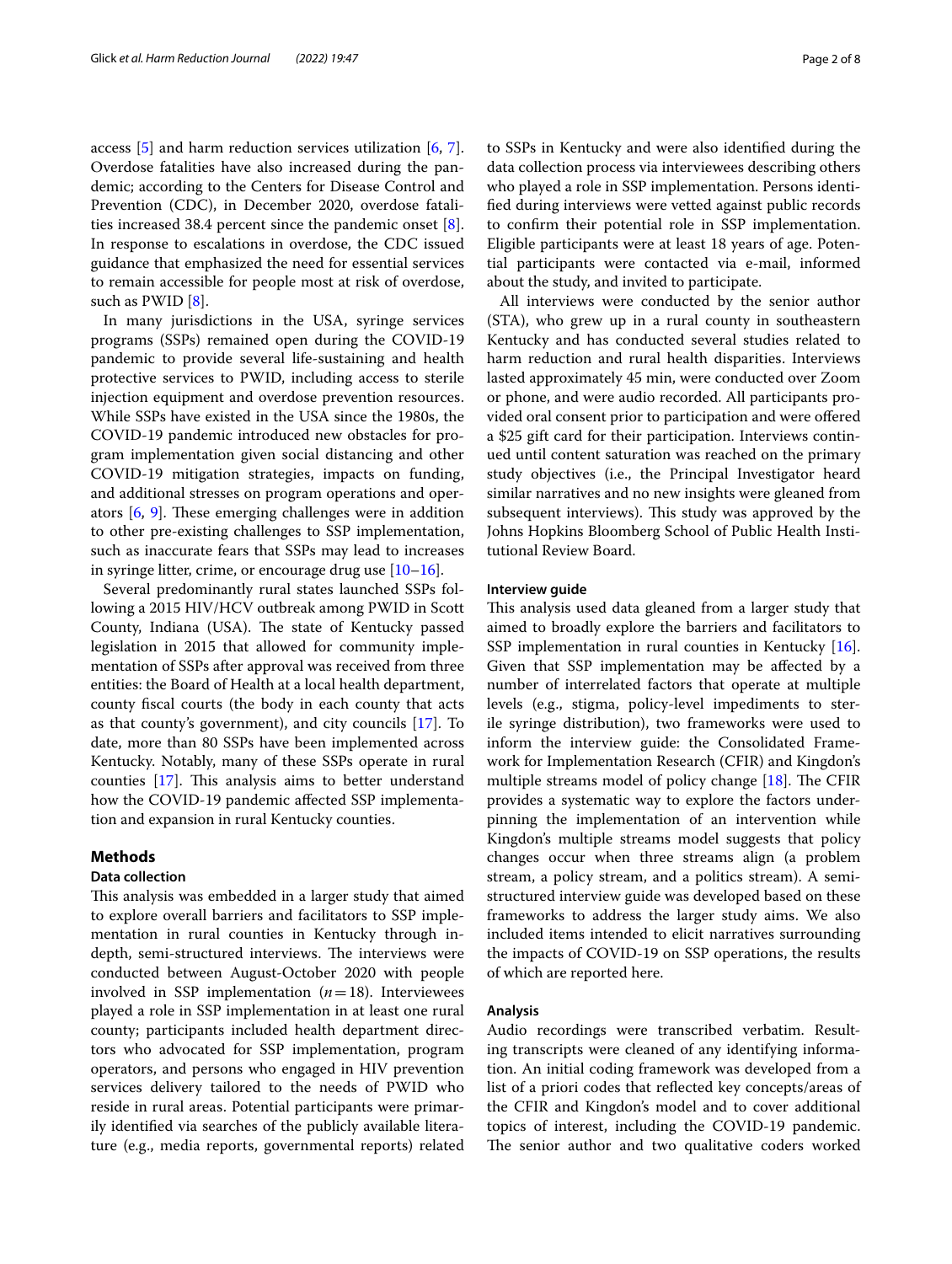access [5] and harm reduction services utilization [6, 7]. Overdose fatalities have also increased during the pandemic; according to the Centers for Disease Control and Prevention (CDC), in December 2020, overdose fatalities increased 38.4 percent since the pandemic onset [8]. In response to escalations in overdose, the CDC issued guidance that emphasized the need for essential services to remain accessible for people most at risk of overdose, such as PWID [8].

In many jurisdictions in the USA, syringe services programs (SSPs) remained open during the COVID-19 pandemic to provide several life-sustaining and health protective services to PWID, including access to sterile injection equipment and overdose prevention resources. While SSPs have existed in the USA since the 1980s, the COVID-19 pandemic introduced new obstacles for program implementation given social distancing and other COVID-19 mitigation strategies, impacts on funding, and additional stresses on program operations and operators [6, 9]. These emerging challenges were in addition to other pre-existing challenges to SSP implementation, such as inaccurate fears that SSPs may lead to increases in syringe litter, crime, or encourage drug use [10–16].

Several predominantly rural states launched SSPs following a 2015 HIV/HCV outbreak among PWID in Scott County, Indiana (USA). The state of Kentucky passed legislation in 2015 that allowed for community implementation of SSPs after approval was received from three entities: the Board of Health at a local health department, county fiscal courts (the body in each county that acts as that county's government), and city councils [17]. To date, more than 80 SSPs have been implemented across Kentucky. Notably, many of these SSPs operate in rural counties [17]. This analysis aims to better understand how the COVID-19 pandemic affected SSP implementation and expansion in rural Kentucky counties.

## Methods

### Data collection

This analysis was embedded in a larger study that aimed to explore overall barriers and facilitators to SSP implementation in rural counties in Kentucky through in-depth, semi-structured interviews. The interviews were conducted between August-October 2020 with people involved in SSP implementation ($n = 18$). Interviewees played a role in SSP implementation in at least one rural county; participants included health department directors who advocated for SSP implementation, program operators, and persons who engaged in HIV prevention services delivery tailored to the needs of PWID who reside in rural areas. Potential participants were primarily identified via searches of the publicly available literature (e.g., media reports, governmental reports) related to SSPs in Kentucky and were also identified during the data collection process via interviewees describing others who played a role in SSP implementation. Persons identified during interviews were vetted against public records to confirm their potential role in SSP implementation. Eligible participants were at least 18 years of age. Potential participants were contacted via e-mail, informed about the study, and invited to participate.

All interviews were conducted by the senior author (STA), who grew up in a rural county in southeastern Kentucky and has conducted several studies related to harm reduction and rural health disparities. Interviews lasted approximately 45 min, were conducted over Zoom or phone, and were audio recorded. All participants provided oral consent prior to participation and were offered a $25 gift card for their participation. Interviews continued until content saturation was reached on the primary study objectives (i.e., the Principal Investigator heard similar narratives and no new insights were gleaned from subsequent interviews). This study was approved by the Johns Hopkins Bloomberg School of Public Health Institutional Review Board.

### Interview guide

This analysis used data gleaned from a larger study that aimed to broadly explore the barriers and facilitators to SSP implementation in rural counties in Kentucky [16]. Given that SSP implementation may be affected by a number of interrelated factors that operate at multiple levels (e.g., stigma, policy-level impediments to sterile syringe distribution), two frameworks were used to inform the interview guide: the Consolidated Framework for Implementation Research (CFIR) and Kingdon's multiple streams model of policy change [18]. The CFIR provides a systematic way to explore the factors underpinning the implementation of an intervention while Kingdon's multiple streams model suggests that policy changes occur when three streams align (a problem stream, a policy stream, and a politics stream). A semi-structured interview guide was developed based on these frameworks to address the larger study aims. We also included items intended to elicit narratives surrounding the impacts of COVID-19 on SSP operations, the results of which are reported here.

### Analysis

Audio recordings were transcribed verbatim. Resulting transcripts were cleaned of any identifying information. An initial coding framework was developed from a list of a priori codes that reflected key concepts/areas of the CFIR and Kingdon's model and to cover additional topics of interest, including the COVID-19 pandemic. The senior author and two qualitative coders worked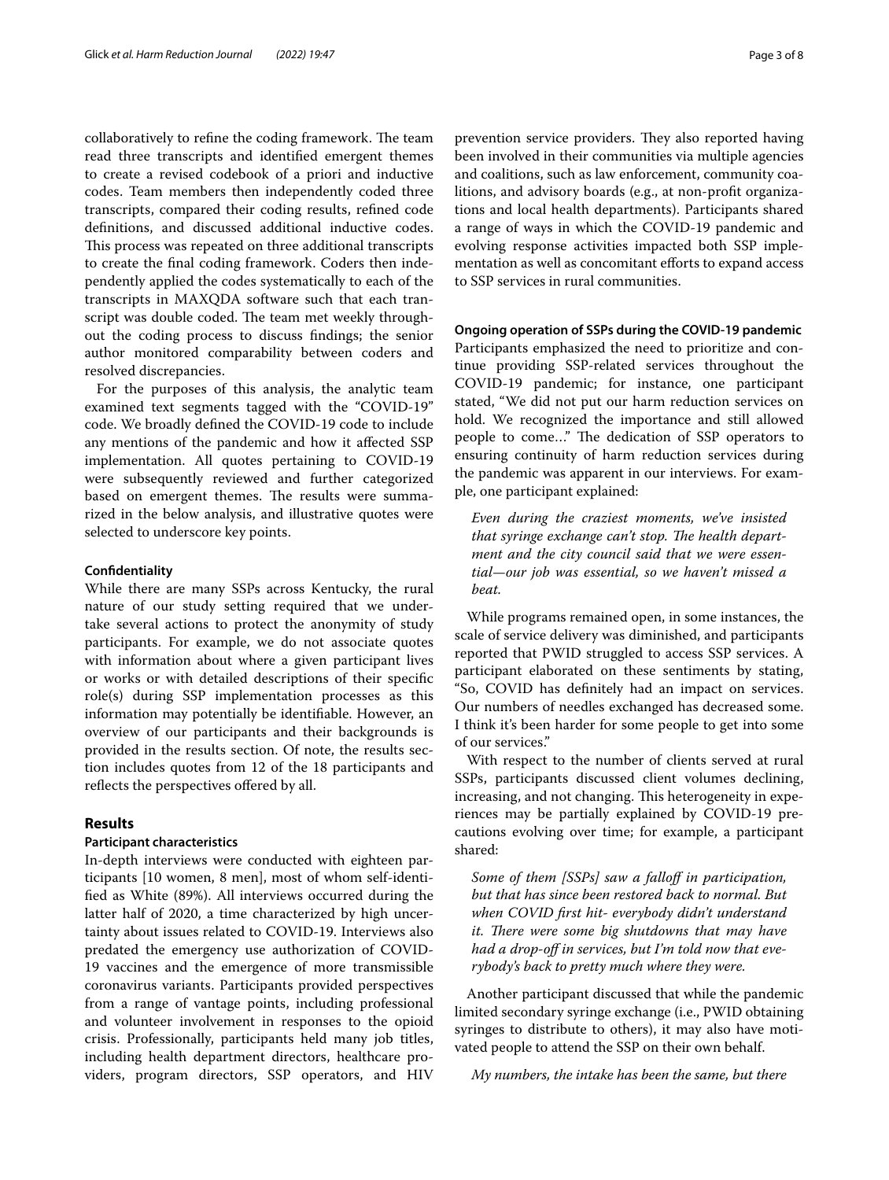collaboratively to refine the coding framework. The team read three transcripts and identified emergent themes to create a revised codebook of a priori and inductive codes. Team members then independently coded three transcripts, compared their coding results, refined code definitions, and discussed additional inductive codes. This process was repeated on three additional transcripts to create the final coding framework. Coders then independently applied the codes systematically to each of the transcripts in MAXQDA software such that each transcript was double coded. The team met weekly throughout the coding process to discuss findings; the senior author monitored comparability between coders and resolved discrepancies.

For the purposes of this analysis, the analytic team examined text segments tagged with the "COVID-19" code. We broadly defined the COVID-19 code to include any mentions of the pandemic and how it affected SSP implementation. All quotes pertaining to COVID-19 were subsequently reviewed and further categorized based on emergent themes. The results were summarized in the below analysis, and illustrative quotes were selected to underscore key points.

#### Confidentiality

While there are many SSPs across Kentucky, the rural nature of our study setting required that we undertake several actions to protect the anonymity of study participants. For example, we do not associate quotes with information about where a given participant lives or works or with detailed descriptions of their specific role(s) during SSP implementation processes as this information may potentially be identifiable. However, an overview of our participants and their backgrounds is provided in the results section. Of note, the results section includes quotes from 12 of the 18 participants and reflects the perspectives offered by all.

## Results

#### Participant characteristics

In-depth interviews were conducted with eighteen participants [10 women, 8 men], most of whom self-identified as White (89%). All interviews occurred during the latter half of 2020, a time characterized by high uncertainty about issues related to COVID-19. Interviews also predated the emergency use authorization of COVID-19 vaccines and the emergence of more transmissible coronavirus variants. Participants provided perspectives from a range of vantage points, including professional and volunteer involvement in responses to the opioid crisis. Professionally, participants held many job titles, including health department directors, healthcare providers, program directors, SSP operators, and HIV prevention service providers. They also reported having been involved in their communities via multiple agencies and coalitions, such as law enforcement, community coalitions, and advisory boards (e.g., at non-profit organizations and local health departments). Participants shared a range of ways in which the COVID-19 pandemic and evolving response activities impacted both SSP implementation as well as concomitant efforts to expand access to SSP services in rural communities.

#### Ongoing operation of SSPs during the COVID-19 pandemic

Participants emphasized the need to prioritize and continue providing SSP-related services throughout the COVID-19 pandemic; for instance, one participant stated, "We did not put our harm reduction services on hold. We recognized the importance and still allowed people to come…" The dedication of SSP operators to ensuring continuity of harm reduction services during the pandemic was apparent in our interviews. For example, one participant explained:

> *Even during the craziest moments, we've insisted that syringe exchange can't stop. The health department and the city council said that we were essential—our job was essential, so we haven't missed a beat.*

While programs remained open, in some instances, the scale of service delivery was diminished, and participants reported that PWID struggled to access SSP services. A participant elaborated on these sentiments by stating, "So, COVID has definitely had an impact on services. Our numbers of needles exchanged has decreased some. I think it's been harder for some people to get into some of our services."

With respect to the number of clients served at rural SSPs, participants discussed client volumes declining, increasing, and not changing. This heterogeneity in experiences may be partially explained by COVID-19 precautions evolving over time; for example, a participant shared:

> *Some of them [SSPs] saw a falloff in participation, but that has since been restored back to normal. But when COVID first hit- everybody didn't understand it. There were some big shutdowns that may have had a drop-off in services, but I'm told now that everybody's back to pretty much where they were.*

Another participant discussed that while the pandemic limited secondary syringe exchange (i.e., PWID obtaining syringes to distribute to others), it may also have motivated people to attend the SSP on their own behalf.

> *My numbers, the intake has been the same, but there*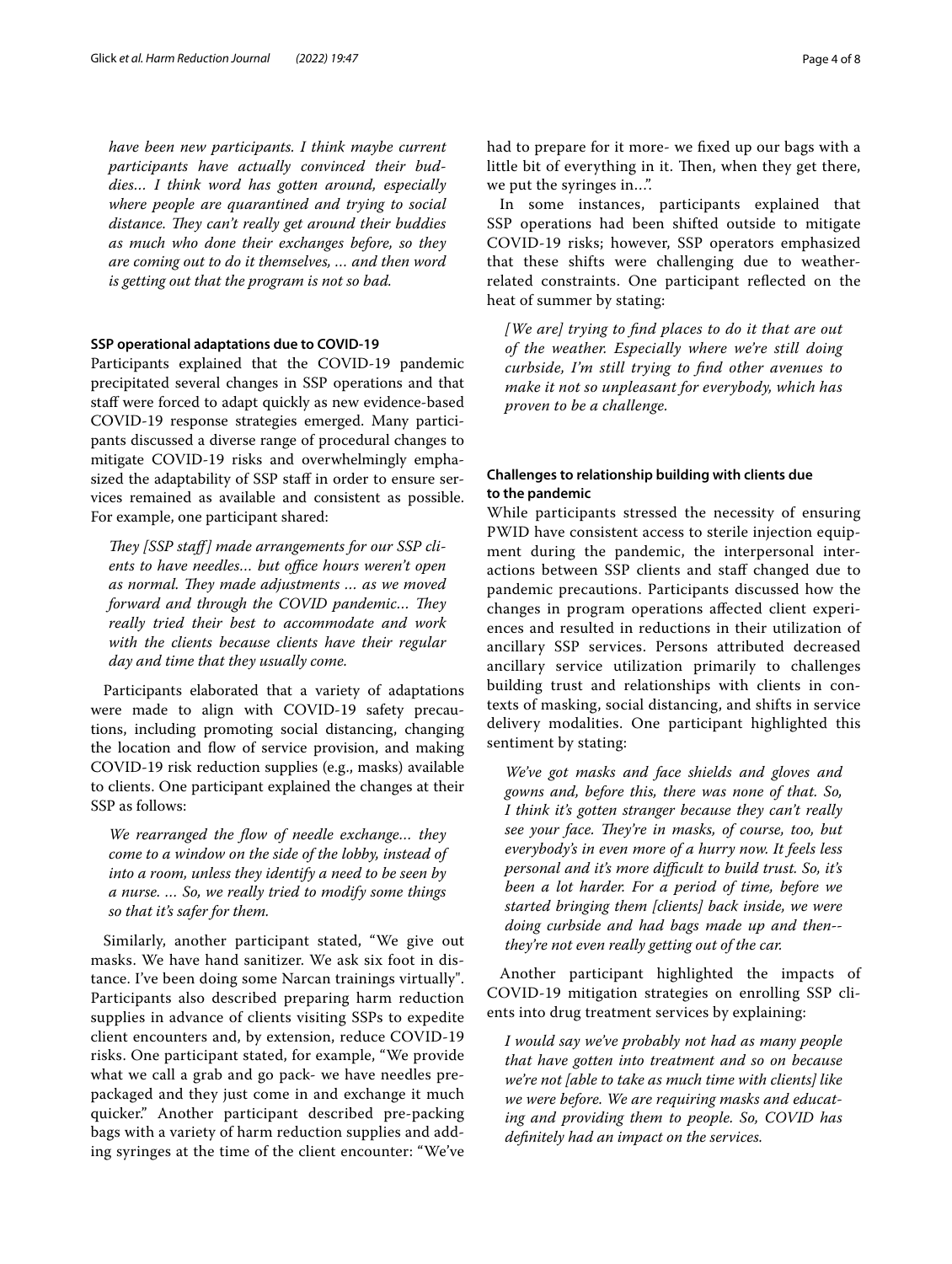*have been new participants. I think maybe current participants have actually convinced their buddies… I think word has gotten around, especially where people are quarantined and trying to social distance. They can't really get around their buddies as much who done their exchanges before, so they are coming out to do it themselves, … and then word is getting out that the program is not so bad.*

### SSP operational adaptations due to COVID-19

Participants explained that the COVID-19 pandemic precipitated several changes in SSP operations and that staff were forced to adapt quickly as new evidence-based COVID-19 response strategies emerged. Many participants discussed a diverse range of procedural changes to mitigate COVID-19 risks and overwhelmingly emphasized the adaptability of SSP staff in order to ensure services remained as available and consistent as possible. For example, one participant shared:

> *They [SSP staff] made arrangements for our SSP clients to have needles… but office hours weren't open as normal. They made adjustments … as we moved forward and through the COVID pandemic… They really tried their best to accommodate and work with the clients because clients have their regular day and time that they usually come.*

Participants elaborated that a variety of adaptations were made to align with COVID-19 safety precautions, including promoting social distancing, changing the location and flow of service provision, and making COVID-19 risk reduction supplies (e.g., masks) available to clients. One participant explained the changes at their SSP as follows:

> *We rearranged the flow of needle exchange… they come to a window on the side of the lobby, instead of into a room, unless they identify a need to be seen by a nurse. … So, we really tried to modify some things so that it's safer for them.*

Similarly, another participant stated, "We give out masks. We have hand sanitizer. We ask six foot in distance. I've been doing some Narcan trainings virtually". Participants also described preparing harm reduction supplies in advance of clients visiting SSPs to expedite client encounters and, by extension, reduce COVID-19 risks. One participant stated, for example, "We provide what we call a grab and go pack- we have needles prepackaged and they just come in and exchange it much quicker." Another participant described pre-packing bags with a variety of harm reduction supplies and adding syringes at the time of the client encounter: "We've had to prepare for it more- we fixed up our bags with a little bit of everything in it. Then, when they get there, we put the syringes in…".

In some instances, participants explained that SSP operations had been shifted outside to mitigate COVID-19 risks; however, SSP operators emphasized that these shifts were challenging due to weather-related constraints. One participant reflected on the heat of summer by stating:

> *[We are] trying to find places to do it that are out of the weather. Especially where we're still doing curbside, I'm still trying to find other avenues to make it not so unpleasant for everybody, which has proven to be a challenge.*

### Challenges to relationship building with clients due to the pandemic

While participants stressed the necessity of ensuring PWID have consistent access to sterile injection equipment during the pandemic, the interpersonal interactions between SSP clients and staff changed due to pandemic precautions. Participants discussed how the changes in program operations affected client experiences and resulted in reductions in their utilization of ancillary SSP services. Persons attributed decreased ancillary service utilization primarily to challenges building trust and relationships with clients in contexts of masking, social distancing, and shifts in service delivery modalities. One participant highlighted this sentiment by stating:

> *We've got masks and face shields and gloves and gowns and, before this, there was none of that. So, I think it's gotten stranger because they can't really see your face. They're in masks, of course, too, but everybody's in even more of a hurry now. It feels less personal and it's more difficult to build trust. So, it's been a lot harder. For a period of time, before we started bringing them [clients] back inside, we were doing curbside and had bags made up and then--they're not even really getting out of the car.*

Another participant highlighted the impacts of COVID-19 mitigation strategies on enrolling SSP clients into drug treatment services by explaining:

> *I would say we've probably not had as many people that have gotten into treatment and so on because we're not [able to take as much time with clients] like we were before. We are requiring masks and educating and providing them to people. So, COVID has definitely had an impact on the services.*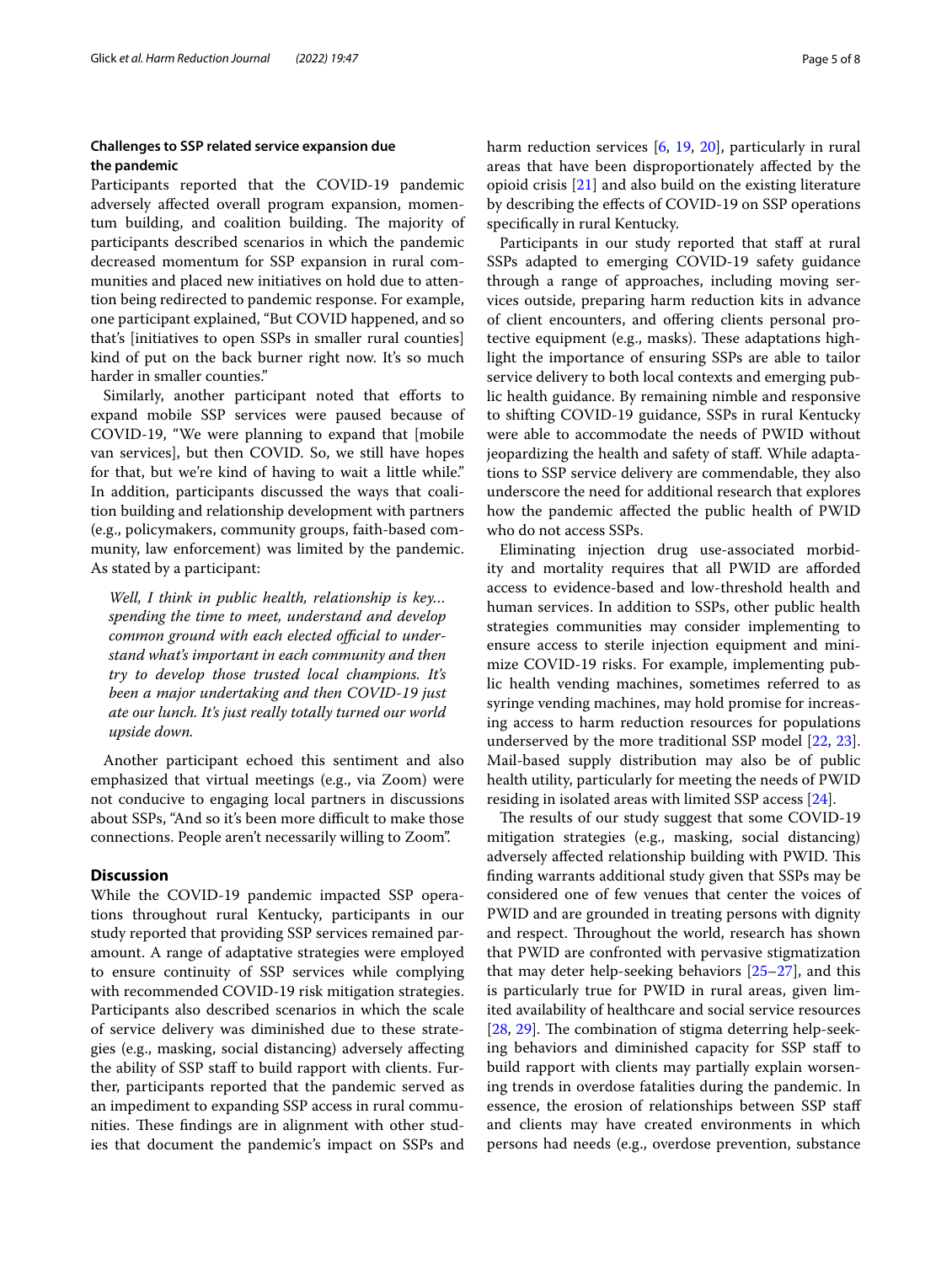### Challenges to SSP related service expansion due the pandemic

Participants reported that the COVID-19 pandemic adversely affected overall program expansion, momentum building, and coalition building. The majority of participants described scenarios in which the pandemic decreased momentum for SSP expansion in rural communities and placed new initiatives on hold due to attention being redirected to pandemic response. For example, one participant explained, "But COVID happened, and so that's [initiatives to open SSPs in smaller rural counties] kind of put on the back burner right now. It's so much harder in smaller counties."

Similarly, another participant noted that efforts to expand mobile SSP services were paused because of COVID-19, "We were planning to expand that [mobile van services], but then COVID. So, we still have hopes for that, but we're kind of having to wait a little while." In addition, participants discussed the ways that coalition building and relationship development with partners (e.g., policymakers, community groups, faith-based community, law enforcement) was limited by the pandemic. As stated by a participant:

> *Well, I think in public health, relationship is key… spending the time to meet, understand and develop common ground with each elected official to understand what's important in each community and then try to develop those trusted local champions. It's been a major undertaking and then COVID-19 just ate our lunch. It's just really totally turned our world upside down.*

Another participant echoed this sentiment and also emphasized that virtual meetings (e.g., via Zoom) were not conducive to engaging local partners in discussions about SSPs, "And so it's been more difficult to make those connections. People aren't necessarily willing to Zoom".

## Discussion

While the COVID-19 pandemic impacted SSP operations throughout rural Kentucky, participants in our study reported that providing SSP services remained paramount. A range of adaptative strategies were employed to ensure continuity of SSP services while complying with recommended COVID-19 risk mitigation strategies. Participants also described scenarios in which the scale of service delivery was diminished due to these strategies (e.g., masking, social distancing) adversely affecting the ability of SSP staff to build rapport with clients. Further, participants reported that the pandemic served as an impediment to expanding SSP access in rural communities. These findings are in alignment with other studies that document the pandemic's impact on SSPs and harm reduction services [6, 19, 20], particularly in rural areas that have been disproportionately affected by the opioid crisis [21] and also build on the existing literature by describing the effects of COVID-19 on SSP operations specifically in rural Kentucky.

Participants in our study reported that staff at rural SSPs adapted to emerging COVID-19 safety guidance through a range of approaches, including moving services outside, preparing harm reduction kits in advance of client encounters, and offering clients personal protective equipment (e.g., masks). These adaptations highlight the importance of ensuring SSPs are able to tailor service delivery to both local contexts and emerging public health guidance. By remaining nimble and responsive to shifting COVID-19 guidance, SSPs in rural Kentucky were able to accommodate the needs of PWID without jeopardizing the health and safety of staff. While adaptations to SSP service delivery are commendable, they also underscore the need for additional research that explores how the pandemic affected the public health of PWID who do not access SSPs.

Eliminating injection drug use-associated morbidity and mortality requires that all PWID are afforded access to evidence-based and low-threshold health and human services. In addition to SSPs, other public health strategies communities may consider implementing to ensure access to sterile injection equipment and minimize COVID-19 risks. For example, implementing public health vending machines, sometimes referred to as syringe vending machines, may hold promise for increasing access to harm reduction resources for populations underserved by the more traditional SSP model [22, 23]. Mail-based supply distribution may also be of public health utility, particularly for meeting the needs of PWID residing in isolated areas with limited SSP access [24].

The results of our study suggest that some COVID-19 mitigation strategies (e.g., masking, social distancing) adversely affected relationship building with PWID. This finding warrants additional study given that SSPs may be considered one of few venues that center the voices of PWID and are grounded in treating persons with dignity and respect. Throughout the world, research has shown that PWID are confronted with pervasive stigmatization that may deter help-seeking behaviors [25–27], and this is particularly true for PWID in rural areas, given limited availability of healthcare and social service resources [28, 29]. The combination of stigma deterring help-seeking behaviors and diminished capacity for SSP staff to build rapport with clients may partially explain worsening trends in overdose fatalities during the pandemic. In essence, the erosion of relationships between SSP staff and clients may have created environments in which persons had needs (e.g., overdose prevention, substance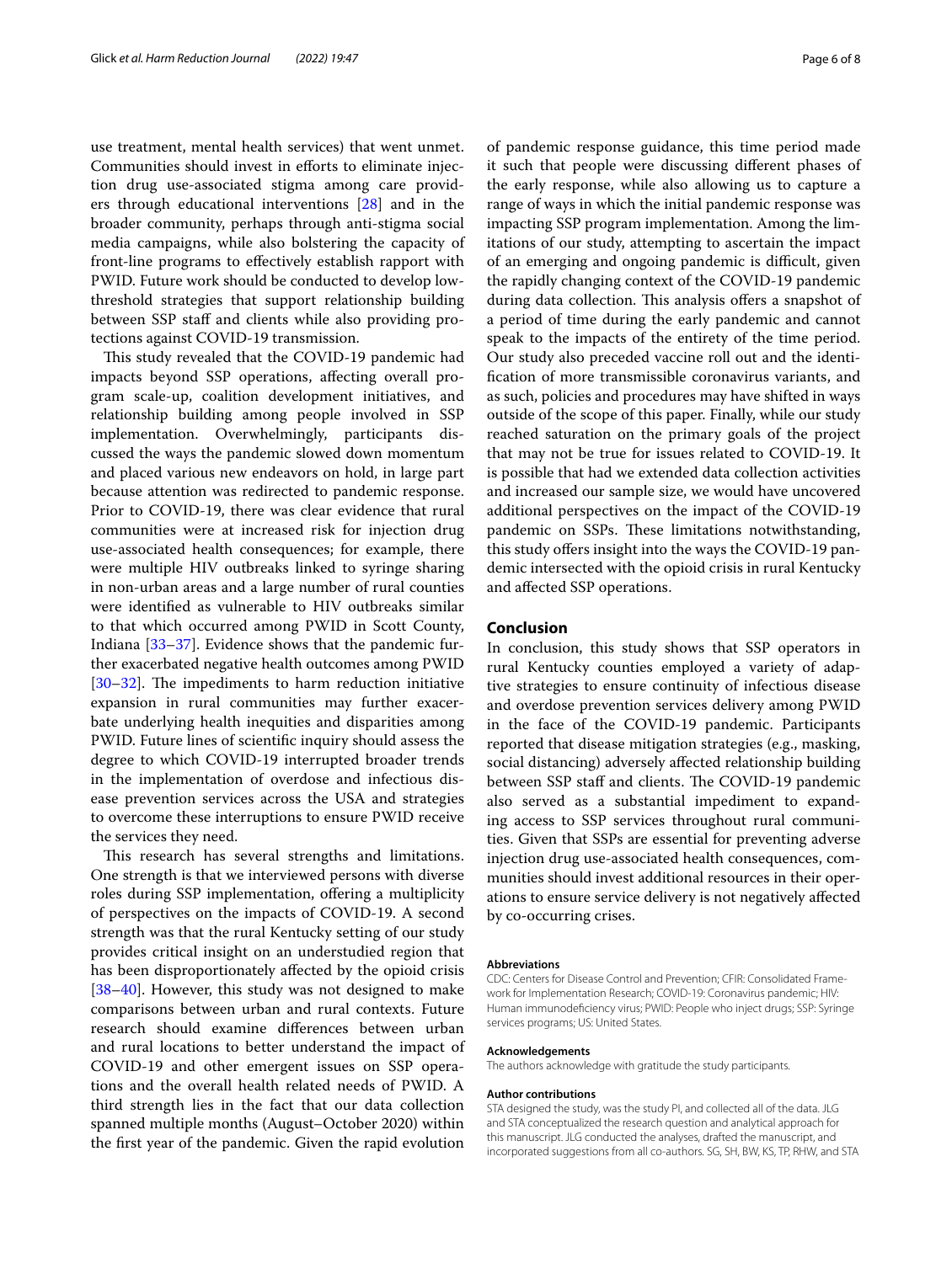use treatment, mental health services) that went unmet. Communities should invest in efforts to eliminate injection drug use-associated stigma among care providers through educational interventions [28] and in the broader community, perhaps through anti-stigma social media campaigns, while also bolstering the capacity of front-line programs to effectively establish rapport with PWID. Future work should be conducted to develop low-threshold strategies that support relationship building between SSP staff and clients while also providing protections against COVID-19 transmission.

This study revealed that the COVID-19 pandemic had impacts beyond SSP operations, affecting overall program scale-up, coalition development initiatives, and relationship building among people involved in SSP implementation. Overwhelmingly, participants discussed the ways the pandemic slowed down momentum and placed various new endeavors on hold, in large part because attention was redirected to pandemic response. Prior to COVID-19, there was clear evidence that rural communities were at increased risk for injection drug use-associated health consequences; for example, there were multiple HIV outbreaks linked to syringe sharing in non-urban areas and a large number of rural counties were identified as vulnerable to HIV outbreaks similar to that which occurred among PWID in Scott County, Indiana [33–37]. Evidence shows that the pandemic further exacerbated negative health outcomes among PWID [30–32]. The impediments to harm reduction initiative expansion in rural communities may further exacerbate underlying health inequities and disparities among PWID. Future lines of scientific inquiry should assess the degree to which COVID-19 interrupted broader trends in the implementation of overdose and infectious disease prevention services across the USA and strategies to overcome these interruptions to ensure PWID receive the services they need.

This research has several strengths and limitations. One strength is that we interviewed persons with diverse roles during SSP implementation, offering a multiplicity of perspectives on the impacts of COVID-19. A second strength was that the rural Kentucky setting of our study provides critical insight on an understudied region that has been disproportionately affected by the opioid crisis [38–40]. However, this study was not designed to make comparisons between urban and rural contexts. Future research should examine differences between urban and rural locations to better understand the impact of COVID-19 and other emergent issues on SSP operations and the overall health related needs of PWID. A third strength lies in the fact that our data collection spanned multiple months (August–October 2020) within the first year of the pandemic. Given the rapid evolution of pandemic response guidance, this time period made it such that people were discussing different phases of the early response, while also allowing us to capture a range of ways in which the initial pandemic response was impacting SSP program implementation. Among the limitations of our study, attempting to ascertain the impact of an emerging and ongoing pandemic is difficult, given the rapidly changing context of the COVID-19 pandemic during data collection. This analysis offers a snapshot of a period of time during the early pandemic and cannot speak to the impacts of the entirety of the time period. Our study also preceded vaccine roll out and the identification of more transmissible coronavirus variants, and as such, policies and procedures may have shifted in ways outside of the scope of this paper. Finally, while our study reached saturation on the primary goals of the project that may not be true for issues related to COVID-19. It is possible that had we extended data collection activities and increased our sample size, we would have uncovered additional perspectives on the impact of the COVID-19 pandemic on SSPs. These limitations notwithstanding, this study offers insight into the ways the COVID-19 pandemic intersected with the opioid crisis in rural Kentucky and affected SSP operations.

## Conclusion

In conclusion, this study shows that SSP operators in rural Kentucky counties employed a variety of adaptive strategies to ensure continuity of infectious disease and overdose prevention services delivery among PWID in the face of the COVID-19 pandemic. Participants reported that disease mitigation strategies (e.g., masking, social distancing) adversely affected relationship building between SSP staff and clients. The COVID-19 pandemic also served as a substantial impediment to expanding access to SSP services throughout rural communities. Given that SSPs are essential for preventing adverse injection drug use-associated health consequences, communities should invest additional resources in their operations to ensure service delivery is not negatively affected by co-occurring crises.

#### Abbreviations

CDC: Centers for Disease Control and Prevention; CFIR: Consolidated Framework for Implementation Research; COVID-19: Coronavirus pandemic; HIV: Human immunodeficiency virus; PWID: People who inject drugs; SSP: Syringe services programs; US: United States.

#### Acknowledgements

The authors acknowledge with gratitude the study participants.

#### Author contributions

STA designed the study, was the study PI, and collected all of the data. JLG and STA conceptualized the research question and analytical approach for this manuscript. JLG conducted the analyses, drafted the manuscript, and incorporated suggestions from all co-authors. SG, SH, BW, KS, TP, RHW, and STA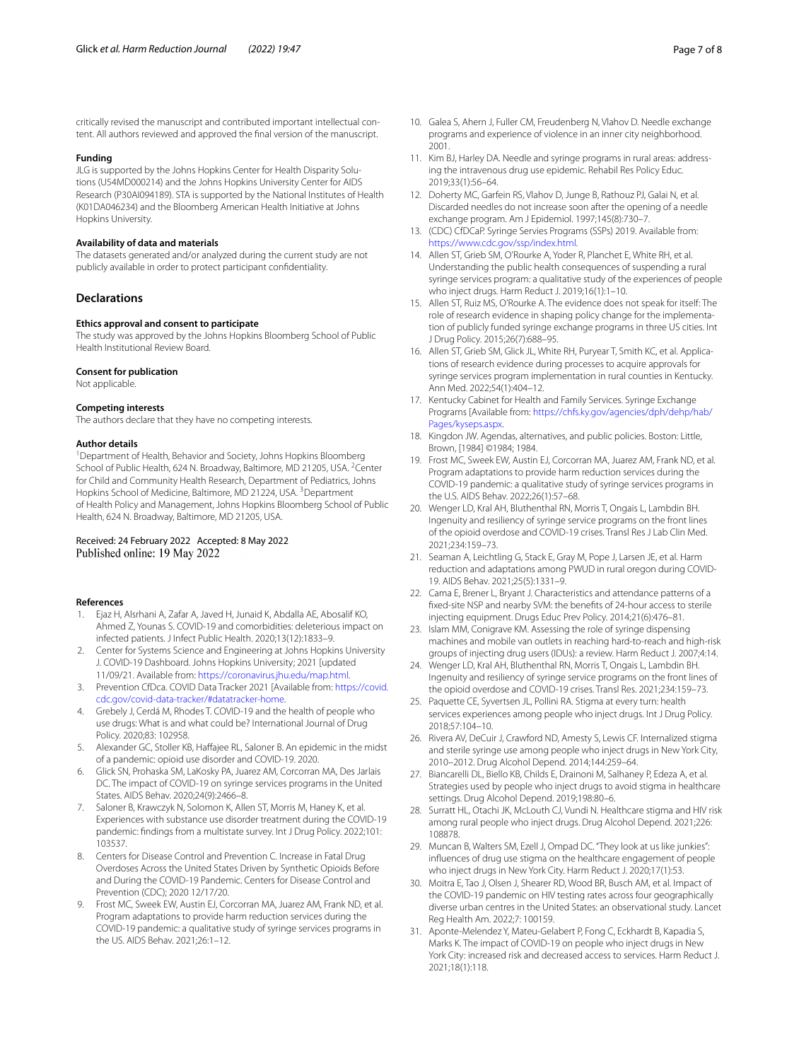critically revised the manuscript and contributed important intellectual content. All authors reviewed and approved the final version of the manuscript.

#### Funding

JLG is supported by the Johns Hopkins Center for Health Disparity Solutions (U54MD000214) and the Johns Hopkins University Center for AIDS Research (P30AI094189). STA is supported by the National Institutes of Health (K01DA046234) and the Bloomberg American Health Initiative at Johns Hopkins University.

#### Availability of data and materials

The datasets generated and/or analyzed during the current study are not publicly available in order to protect participant confidentiality.

## Declarations

#### Ethics approval and consent to participate

The study was approved by the Johns Hopkins Bloomberg School of Public Health Institutional Review Board.

#### Consent for publication

Not applicable.

#### Competing interests

The authors declare that they have no competing interests.

#### Author details

[1]Department of Health, Behavior and Society, Johns Hopkins Bloomberg School of Public Health, 624 N. Broadway, Baltimore, MD 21205, USA. [2]Center for Child and Community Health Research, Department of Pediatrics, Johns Hopkins School of Medicine, Baltimore, MD 21224, USA. [3]Department of Health Policy and Management, Johns Hopkins Bloomberg School of Public Health, 624 N. Broadway, Baltimore, MD 21205, USA.

Received: 24 February 2022 Accepted: 8 May 2022
Published online: 19 May 2022

#### References

1. Ejaz H, Alsrhani A, Zafar A, Javed H, Junaid K, Abdalla AE, Abosalif KO, Ahmed Z, Younas S. COVID-19 and comorbidities: deleterious impact on infected patients. J Infect Public Health. 2020;13(12):1833–9.
2. Center for Systems Science and Engineering at Johns Hopkins University J. COVID-19 Dashboard. Johns Hopkins University; 2021 [updated 11/09/21. Available from: https://coronavirus.jhu.edu/map.html.
3. Prevention CfDca. COVID Data Tracker 2021 [Available from: https://covid.cdc.gov/covid-data-tracker/#datatracker-home.
4. Grebely J, Cerdá M, Rhodes T. COVID-19 and the health of people who use drugs: What is and what could be? International Journal of Drug Policy. 2020;83: 102958.
5. Alexander GC, Stoller KB, Haffajee RL, Saloner B. An epidemic in the midst of a pandemic: opioid use disorder and COVID-19. 2020.
6. Glick SN, Prohaska SM, LaKosky PA, Juarez AM, Corcorran MA, Des Jarlais DC. The impact of COVID-19 on syringe services programs in the United States. AIDS Behav. 2020;24(9):2466–8.
7. Saloner B, Krawczyk N, Solomon K, Allen ST, Morris M, Haney K, et al. Experiences with substance use disorder treatment during the COVID-19 pandemic: findings from a multistate survey. Int J Drug Policy. 2022;101: 103537.
8. Centers for Disease Control and Prevention C. Increase in Fatal Drug Overdoses Across the United States Driven by Synthetic Opioids Before and During the COVID-19 Pandemic. Centers for Disease Control and Prevention (CDC); 2020 12/17/20.
9. Frost MC, Sweek EW, Austin EJ, Corcorran MA, Juarez AM, Frank ND, et al. Program adaptations to provide harm reduction services during the COVID-19 pandemic: a qualitative study of syringe services programs in the US. AIDS Behav. 2021;26:1–12.
10. Galea S, Ahern J, Fuller CM, Freudenberg N, Vlahov D. Needle exchange programs and experience of violence in an inner city neighborhood. 2001.
11. Kim BJ, Harley DA. Needle and syringe programs in rural areas: addressing the intravenous drug use epidemic. Rehabil Res Policy Educ. 2019;33(1):56–64.
12. Doherty MC, Garfein RS, Vlahov D, Junge B, Rathouz PJ, Galai N, et al. Discarded needles do not increase soon after the opening of a needle exchange program. Am J Epidemiol. 1997;145(8):730–7.
13. (CDC) CfDCaP. Syringe Servies Programs (SSPs) 2019. Available from: https://www.cdc.gov/ssp/index.html.
14. Allen ST, Grieb SM, O'Rourke A, Yoder R, Planchet E, White RH, et al. Understanding the public health consequences of suspending a rural syringe services program: a qualitative study of the experiences of people who inject drugs. Harm Reduct J. 2019;16(1):1–10.
15. Allen ST, Ruiz MS, O'Rourke A. The evidence does not speak for itself: The role of research evidence in shaping policy change for the implementation of publicly funded syringe exchange programs in three US cities. Int J Drug Policy. 2015;26(7):688–95.
16. Allen ST, Grieb SM, Glick JL, White RH, Puryear T, Smith KC, et al. Applications of research evidence during processes to acquire approvals for syringe services program implementation in rural counties in Kentucky. Ann Med. 2022;54(1):404–12.
17. Kentucky Cabinet for Health and Family Services. Syringe Exchange Programs [Available from: https://chfs.ky.gov/agencies/dph/dehp/hab/Pages/kyseps.aspx.
18. Kingdon JW. Agendas, alternatives, and public policies. Boston: Little, Brown, [1984] ©1984; 1984.
19. Frost MC, Sweek EW, Austin EJ, Corcorran MA, Juarez AM, Frank ND, et al. Program adaptations to provide harm reduction services during the COVID-19 pandemic: a qualitative study of syringe services programs in the U.S. AIDS Behav. 2022;26(1):57–68.
20. Wenger LD, Kral AH, Bluthenthal RN, Morris T, Ongais L, Lambdin BH. Ingenuity and resiliency of syringe service programs on the front lines of the opioid overdose and COVID-19 crises. Transl Res J Lab Clin Med. 2021;234:159–73.
21. Seaman A, Leichtling G, Stack E, Gray M, Pope J, Larsen JE, et al. Harm reduction and adaptations among PWUD in rural oregon during COVID-19. AIDS Behav. 2021;25(5):1331–9.
22. Cama E, Brener L, Bryant J. Characteristics and attendance patterns of a fixed-site NSP and nearby SVM: the benefits of 24-hour access to sterile injecting equipment. Drugs Educ Prev Policy. 2014;21(6):476–81.
23. Islam MM, Conigrave KM. Assessing the role of syringe dispensing machines and mobile van outlets in reaching hard-to-reach and high-risk groups of injecting drug users (IDUs): a review. Harm Reduct J. 2007;4:14.
24. Wenger LD, Kral AH, Bluthenthal RN, Morris T, Ongais L, Lambdin BH. Ingenuity and resiliency of syringe service programs on the front lines of the opioid overdose and COVID-19 crises. Transl Res. 2021;234:159–73.
25. Paquette CE, Syvertsen JL, Pollini RA. Stigma at every turn: health services experiences among people who inject drugs. Int J Drug Policy. 2018;57:104–10.
26. Rivera AV, DeCuir J, Crawford ND, Amesty S, Lewis CF. Internalized stigma and sterile syringe use among people who inject drugs in New York City, 2010–2012. Drug Alcohol Depend. 2014;144:259–64.
27. Biancarelli DL, Biello KB, Childs E, Drainoni M, Salhaney P, Edeza A, et al. Strategies used by people who inject drugs to avoid stigma in healthcare settings. Drug Alcohol Depend. 2019;198:80–6.
28. Surratt HL, Otachi JK, McLouth CJ, Vundi N. Healthcare stigma and HIV risk among rural people who inject drugs. Drug Alcohol Depend. 2021;226: 108878.
29. Muncan B, Walters SM, Ezell J, Ompad DC. "They look at us like junkies": influences of drug use stigma on the healthcare engagement of people who inject drugs in New York City. Harm Reduct J. 2020;17(1):53.
30. Moitra E, Tao J, Olsen J, Shearer RD, Wood BR, Busch AM, et al. Impact of the COVID-19 pandemic on HIV testing rates across four geographically diverse urban centres in the United States: an observational study. Lancet Reg Health Am. 2022;7: 100159.
31. Aponte-Melendez Y, Mateu-Gelabert P, Fong C, Eckhardt B, Kapadia S, Marks K. The impact of COVID-19 on people who inject drugs in New York City: increased risk and decreased access to services. Harm Reduct J. 2021;18(1):118.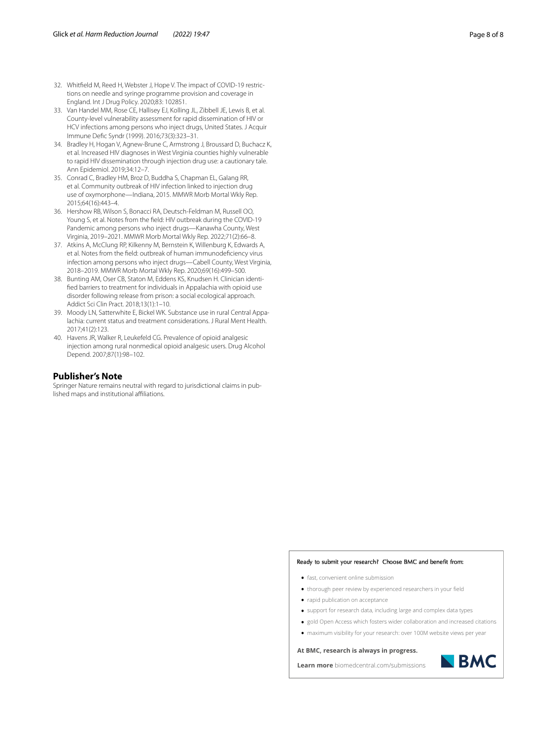32. Whitfield M, Reed H, Webster J, Hope V. The impact of COVID-19 restrictions on needle and syringe programme provision and coverage in England. Int J Drug Policy. 2020;83: 102851.
33. Van Handel MM, Rose CE, Hallisey EJ, Kolling JL, Zibbell JE, Lewis B, et al. County-level vulnerability assessment for rapid dissemination of HIV or HCV infections among persons who inject drugs, United States. J Acquir Immune Defic Syndr (1999). 2016;73(3):323–31.
34. Bradley H, Hogan V, Agnew-Brune C, Armstrong J, Broussard D, Buchacz K, et al. Increased HIV diagnoses in West Virginia counties highly vulnerable to rapid HIV dissemination through injection drug use: a cautionary tale. Ann Epidemiol. 2019;34:12–7.
35. Conrad C, Bradley HM, Broz D, Buddha S, Chapman EL, Galang RR, et al. Community outbreak of HIV infection linked to injection drug use of oxymorphone—Indiana, 2015. MMWR Morb Mortal Wkly Rep. 2015;64(16):443–4.
36. Hershow RB, Wilson S, Bonacci RA, Deutsch-Feldman M, Russell OO, Young S, et al. Notes from the field: HIV outbreak during the COVID-19 Pandemic among persons who inject drugs—Kanawha County, West Virginia, 2019–2021. MMWR Morb Mortal Wkly Rep. 2022;71(2):66–8.
37. Atkins A, McClung RP, Kilkenny M, Bernstein K, Willenburg K, Edwards A, et al. Notes from the field: outbreak of human immunodeficiency virus infection among persons who inject drugs—Cabell County, West Virginia, 2018–2019. MMWR Morb Mortal Wkly Rep. 2020;69(16):499–500.
38. Bunting AM, Oser CB, Staton M, Eddens KS, Knudsen H. Clinician identified barriers to treatment for individuals in Appalachia with opioid use disorder following release from prison: a social ecological approach. Addict Sci Clin Pract. 2018;13(1):1–10.
39. Moody LN, Satterwhite E, Bickel WK. Substance use in rural Central Appalachia: current status and treatment considerations. J Rural Ment Health. 2017;41(2):123.
40. Havens JR, Walker R, Leukefeld CG. Prevalence of opioid analgesic injection among rural nonmedical opioid analgesic users. Drug Alcohol Depend. 2007;87(1):98–102.

## Publisher's Note

Springer Nature remains neutral with regard to jurisdictional claims in published maps and institutional affiliations.

Ready to submit your research? Choose BMC and benefit from:

- fast, convenient online submission
- thorough peer review by experienced researchers in your field
- rapid publication on acceptance
- support for research data, including large and complex data types
- gold Open Access which fosters wider collaboration and increased citations
- maximum visibility for your research: over 100M website views per year

**At BMC, research is always in progress.**

**Learn more** biomedcentral.com/submissions

BMC